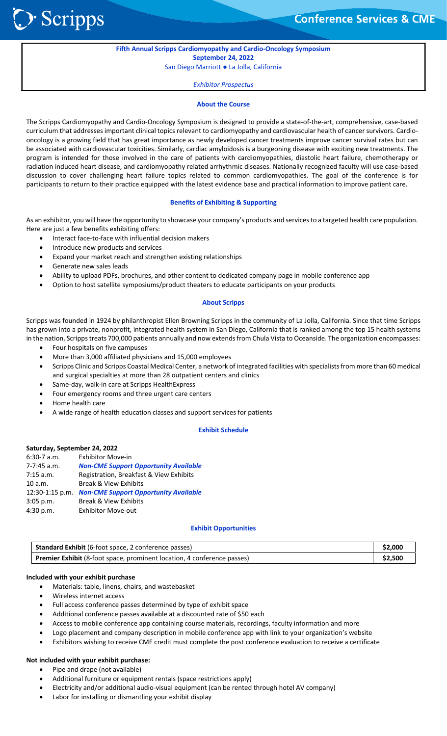# Fifth Annual Scripps Cardiomyopathy and Cardio-Oncology Symposium

**September 24, 2022**

San Diego Marriott ● La Jolla, California

*Exhibitor Prospectus*

## About the Course

The Scripps Cardiomyopathy and Cardio-Oncology Symposium is designed to provide a state-of-the-art, comprehensive, case-based curriculum that addresses important clinical topics relevant to cardiomyopathy and cardiovascular health of cancer survivors. Cardio-oncology is a growing field that has great importance as newly developed cancer treatments improve cancer survival rates but can be associated with cardiovascular toxicities. Similarly, cardiac amyloidosis is a burgeoning disease with exciting new treatments. The program is intended for those involved in the care of patients with cardiomyopathies, diastolic heart failure, chemotherapy or radiation induced heart disease, and cardiomyopathy related arrhythmic diseases. Nationally recognized faculty will use case-based discussion to cover challenging heart failure topics related to common cardiomyopathies. The goal of the conference is for participants to return to their practice equipped with the latest evidence base and practical information to improve patient care.

## Benefits of Exhibiting & Supporting

As an exhibitor, you will have the opportunity to showcase your company's products and services to a targeted health care population. Here are just a few benefits exhibiting offers:

- Interact face-to-face with influential decision makers
- Introduce new products and services
- Expand your market reach and strengthen existing relationships
- Generate new sales leads
- Ability to upload PDFs, brochures, and other content to dedicated company page in mobile conference app
- Option to host satellite symposiums/product theaters to educate participants on your products

## About Scripps

Scripps was founded in 1924 by philanthropist Ellen Browning Scripps in the community of La Jolla, California. Since that time Scripps has grown into a private, nonprofit, integrated health system in San Diego, California that is ranked among the top 15 health systems in the nation. Scripps treats 700,000 patients annually and now extends from Chula Vista to Oceanside. The organization encompasses:

- Four hospitals on five campuses
- More than 3,000 affiliated physicians and 15,000 employees
- Scripps Clinic and Scripps Coastal Medical Center, a network of integrated facilities with specialists from more than 60 medical and surgical specialties at more than 28 outpatient centers and clinics
- Same-day, walk-in care at Scripps HealthExpress
- Four emergency rooms and three urgent care centers
- Home health care
- A wide range of health education classes and support services for patients

## Exhibit Schedule

**Saturday, September 24, 2022**

| Time | Activity |
| --- | --- |
| 6:30-7 a.m. | Exhibitor Move-in |
| 7-7:45 a.m. | ***Non-CME Support Opportunity Available*** |
| 7:15 a.m. | Registration, Breakfast & View Exhibits |
| 10 a.m. | Break & View Exhibits |
| 12:30-1:15 p.m. | ***Non-CME Support Opportunity Available*** |
| 3:05 p.m. | Break & View Exhibits |
| 4:30 p.m. | Exhibitor Move-out |

## Exhibit Opportunities

| Exhibit | Price |
| --- | --- |
| **Standard Exhibit** (6-foot space, 2 conference passes) | **$2,000** |
| **Premier Exhibit** (8-foot space, prominent location, 4 conference passes) | **$2,500** |

**Included with your exhibit purchase**

- Materials: table, linens, chairs, and wastebasket
- Wireless internet access
- Full access conference passes determined by type of exhibit space
- Additional conference passes available at a discounted rate of $50 each
- Access to mobile conference app containing course materials, recordings, faculty information and more
- Logo placement and company description in mobile conference app with link to your organization's website
- Exhibitors wishing to receive CME credit must complete the post conference evaluation to receive a certificate

**Not included with your exhibit purchase:**

- Pipe and drape (not available)
- Additional furniture or equipment rentals (space restrictions apply)
- Electricity and/or additional audio-visual equipment (can be rented through hotel AV company)
- Labor for installing or dismantling your exhibit display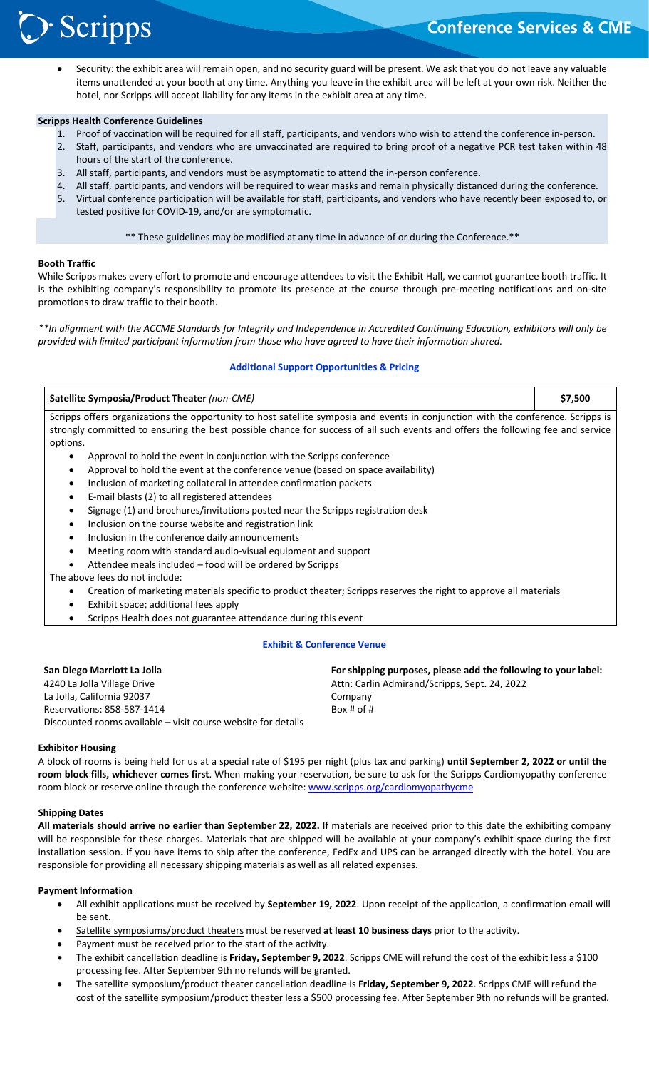- Security: the exhibit area will remain open, and no security guard will be present. We ask that you do not leave any valuable items unattended at your booth at any time. Anything you leave in the exhibit area will be left at your own risk. Neither the hotel, nor Scripps will accept liability for any items in the exhibit area at any time.

**Scripps Health Conference Guidelines**

1. Proof of vaccination will be required for all staff, participants, and vendors who wish to attend the conference in-person.
2. Staff, participants, and vendors who are unvaccinated are required to bring proof of a negative PCR test taken within 48 hours of the start of the conference.
3. All staff, participants, and vendors must be asymptomatic to attend the in-person conference.
4. All staff, participants, and vendors will be required to wear masks and remain physically distanced during the conference.
5. Virtual conference participation will be available for staff, participants, and vendors who have recently been exposed to, or tested positive for COVID-19, and/or are symptomatic.

** These guidelines may be modified at any time in advance of or during the Conference.**

**Booth Traffic**

While Scripps makes every effort to promote and encourage attendees to visit the Exhibit Hall, we cannot guarantee booth traffic. It is the exhibiting company's responsibility to promote its presence at the course through pre-meeting notifications and on-site promotions to draw traffic to their booth.

*\*\*In alignment with the ACCME Standards for Integrity and Independence in Accredited Continuing Education, exhibitors will only be provided with limited participant information from those who have agreed to have their information shared.*

## Additional Support Opportunities & Pricing

| **Satellite Symposia/Product Theater** *(non-CME)* | **$7,500** |
|---|---|

Scripps offers organizations the opportunity to host satellite symposia and events in conjunction with the conference. Scripps is strongly committed to ensuring the best possible chance for success of all such events and offers the following fee and service options.

- Approval to hold the event in conjunction with the Scripps conference
- Approval to hold the event at the conference venue (based on space availability)
- Inclusion of marketing collateral in attendee confirmation packets
- E-mail blasts (2) to all registered attendees
- Signage (1) and brochures/invitations posted near the Scripps registration desk
- Inclusion on the course website and registration link
- Inclusion in the conference daily announcements
- Meeting room with standard audio-visual equipment and support
- Attendee meals included – food will be ordered by Scripps

The above fees do not include:

- Creation of marketing materials specific to product theater; Scripps reserves the right to approve all materials
- Exhibit space; additional fees apply
- Scripps Health does not guarantee attendance during this event

## Exhibit & Conference Venue

**San Diego Marriott La Jolla**
4240 La Jolla Village Drive
La Jolla, California 92037
Reservations: 858-587-1414
Discounted rooms available – visit course website for details

**For shipping purposes, please add the following to your label:**
Attn: Carlin Admirand/Scripps, Sept. 24, 2022
Company
Box # of #

**Exhibitor Housing**

A block of rooms is being held for us at a special rate of $195 per night (plus tax and parking) **until September 2, 2022 or until the room block fills, whichever comes first**. When making your reservation, be sure to ask for the Scripps Cardiomyopathy conference room block or reserve online through the conference website: www.scripps.org/cardiomyopathycme

**Shipping Dates**

**All materials should arrive no earlier than September 22, 2022.** If materials are received prior to this date the exhibiting company will be responsible for these charges. Materials that are shipped will be available at your company's exhibit space during the first installation session. If you have items to ship after the conference, FedEx and UPS can be arranged directly with the hotel. You are responsible for providing all necessary shipping materials as well as all related expenses.

**Payment Information**

- All exhibit applications must be received by **September 19, 2022**. Upon receipt of the application, a confirmation email will be sent.
- Satellite symposiums/product theaters must be reserved **at least 10 business days** prior to the activity.
- Payment must be received prior to the start of the activity.
- The exhibit cancellation deadline is **Friday, September 9, 2022**. Scripps CME will refund the cost of the exhibit less a $100 processing fee. After September 9th no refunds will be granted.
- The satellite symposium/product theater cancellation deadline is **Friday, September 9, 2022**. Scripps CME will refund the cost of the satellite symposium/product theater less a $500 processing fee. After September 9th no refunds will be granted.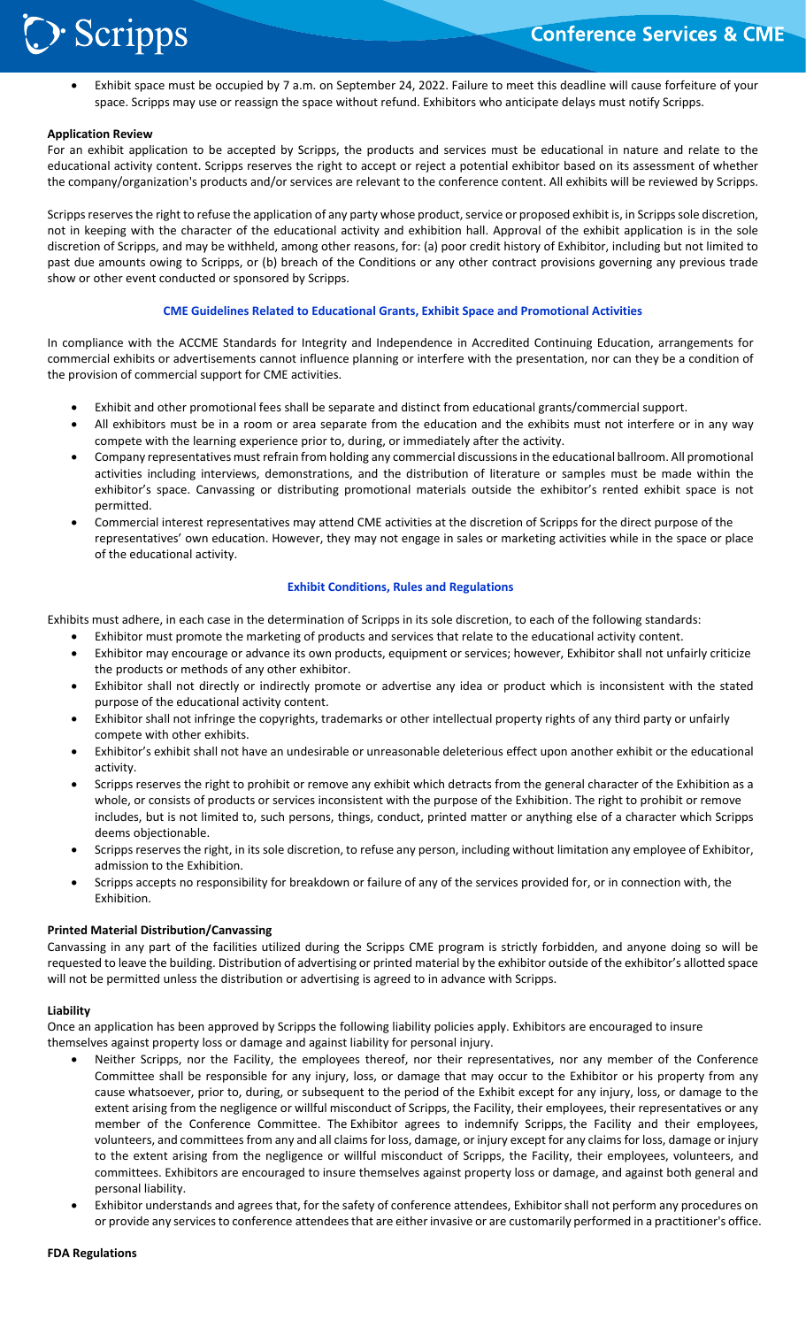- Exhibit space must be occupied by 7 a.m. on September 24, 2022. Failure to meet this deadline will cause forfeiture of your space. Scripps may use or reassign the space without refund. Exhibitors who anticipate delays must notify Scripps.

**Application Review**

For an exhibit application to be accepted by Scripps, the products and services must be educational in nature and relate to the educational activity content. Scripps reserves the right to accept or reject a potential exhibitor based on its assessment of whether the company/organization's products and/or services are relevant to the conference content. All exhibits will be reviewed by Scripps.

Scripps reserves the right to refuse the application of any party whose product, service or proposed exhibit is, in Scripps sole discretion, not in keeping with the character of the educational activity and exhibition hall. Approval of the exhibit application is in the sole discretion of Scripps, and may be withheld, among other reasons, for: (a) poor credit history of Exhibitor, including but not limited to past due amounts owing to Scripps, or (b) breach of the Conditions or any other contract provisions governing any previous trade show or other event conducted or sponsored by Scripps.

## CME Guidelines Related to Educational Grants, Exhibit Space and Promotional Activities

In compliance with the ACCME Standards for Integrity and Independence in Accredited Continuing Education, arrangements for commercial exhibits or advertisements cannot influence planning or interfere with the presentation, nor can they be a condition of the provision of commercial support for CME activities.

- Exhibit and other promotional fees shall be separate and distinct from educational grants/commercial support.
- All exhibitors must be in a room or area separate from the education and the exhibits must not interfere or in any way compete with the learning experience prior to, during, or immediately after the activity.
- Company representatives must refrain from holding any commercial discussions in the educational ballroom. All promotional activities including interviews, demonstrations, and the distribution of literature or samples must be made within the exhibitor's space. Canvassing or distributing promotional materials outside the exhibitor's rented exhibit space is not permitted.
- Commercial interest representatives may attend CME activities at the discretion of Scripps for the direct purpose of the representatives' own education. However, they may not engage in sales or marketing activities while in the space or place of the educational activity.

## Exhibit Conditions, Rules and Regulations

Exhibits must adhere, in each case in the determination of Scripps in its sole discretion, to each of the following standards:

- Exhibitor must promote the marketing of products and services that relate to the educational activity content.
- Exhibitor may encourage or advance its own products, equipment or services; however, Exhibitor shall not unfairly criticize the products or methods of any other exhibitor.
- Exhibitor shall not directly or indirectly promote or advertise any idea or product which is inconsistent with the stated purpose of the educational activity content.
- Exhibitor shall not infringe the copyrights, trademarks or other intellectual property rights of any third party or unfairly compete with other exhibits.
- Exhibitor's exhibit shall not have an undesirable or unreasonable deleterious effect upon another exhibit or the educational activity.
- Scripps reserves the right to prohibit or remove any exhibit which detracts from the general character of the Exhibition as a whole, or consists of products or services inconsistent with the purpose of the Exhibition. The right to prohibit or remove includes, but is not limited to, such persons, things, conduct, printed matter or anything else of a character which Scripps deems objectionable.
- Scripps reserves the right, in its sole discretion, to refuse any person, including without limitation any employee of Exhibitor, admission to the Exhibition.
- Scripps accepts no responsibility for breakdown or failure of any of the services provided for, or in connection with, the Exhibition.

**Printed Material Distribution/Canvassing**

Canvassing in any part of the facilities utilized during the Scripps CME program is strictly forbidden, and anyone doing so will be requested to leave the building. Distribution of advertising or printed material by the exhibitor outside of the exhibitor's allotted space will not be permitted unless the distribution or advertising is agreed to in advance with Scripps.

**Liability**

Once an application has been approved by Scripps the following liability policies apply. Exhibitors are encouraged to insure themselves against property loss or damage and against liability for personal injury.

- Neither Scripps, nor the Facility, the employees thereof, nor their representatives, nor any member of the Conference Committee shall be responsible for any injury, loss, or damage that may occur to the Exhibitor or his property from any cause whatsoever, prior to, during, or subsequent to the period of the Exhibit except for any injury, loss, or damage to the extent arising from the negligence or willful misconduct of Scripps, the Facility, their employees, their representatives or any member of the Conference Committee. The Exhibitor agrees to indemnify Scripps, the Facility and their employees, volunteers, and committees from any and all claims for loss, damage, or injury except for any claims for loss, damage or injury to the extent arising from the negligence or willful misconduct of Scripps, the Facility, their employees, volunteers, and committees. Exhibitors are encouraged to insure themselves against property loss or damage, and against both general and personal liability.
- Exhibitor understands and agrees that, for the safety of conference attendees, Exhibitor shall not perform any procedures on or provide any services to conference attendees that are either invasive or are customarily performed in a practitioner's office.

**FDA Regulations**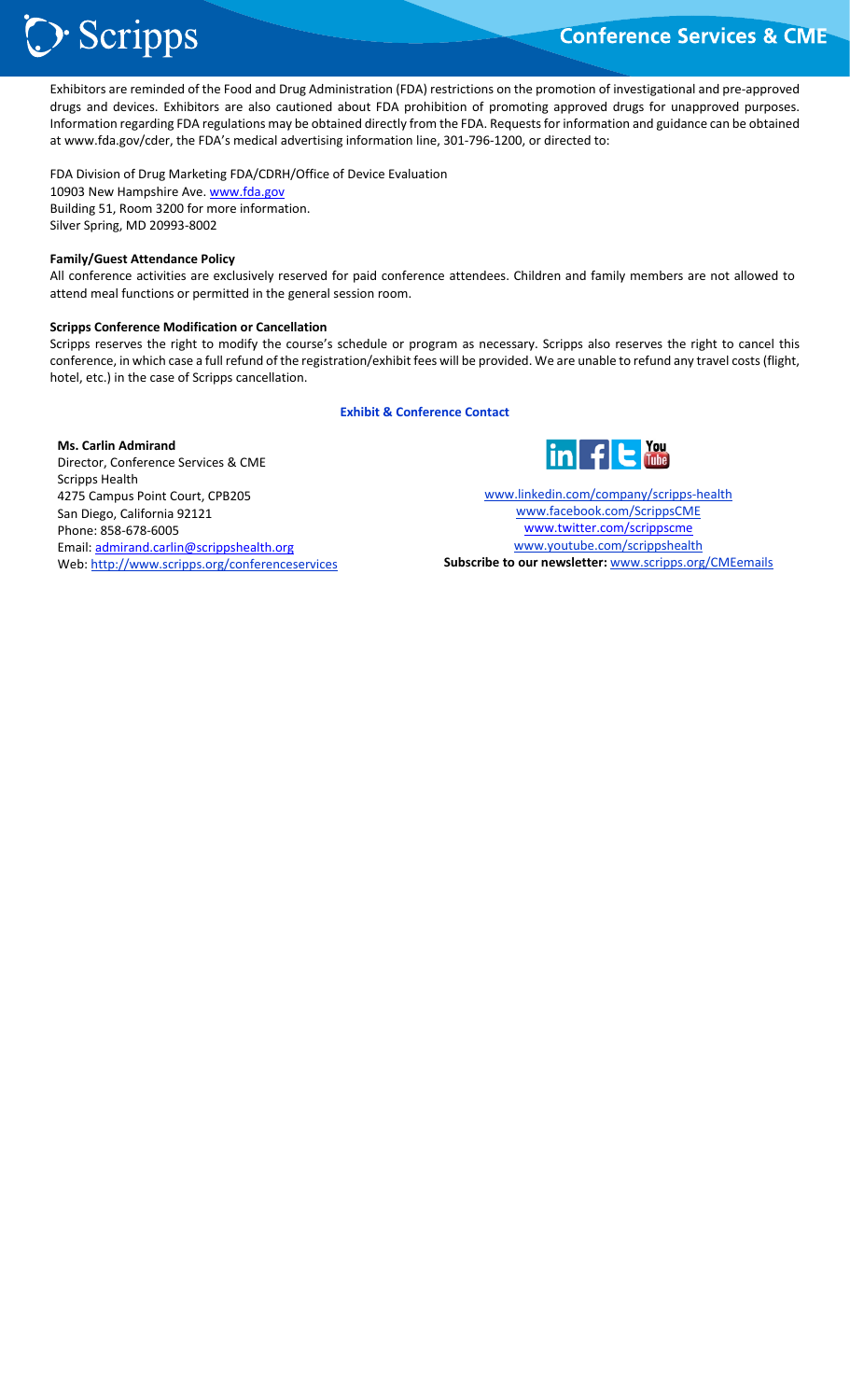Exhibitors are reminded of the Food and Drug Administration (FDA) restrictions on the promotion of investigational and pre-approved drugs and devices. Exhibitors are also cautioned about FDA prohibition of promoting approved drugs for unapproved purposes. Information regarding FDA regulations may be obtained directly from the FDA. Requests for information and guidance can be obtained at www.fda.gov/cder, the FDA's medical advertising information line, 301-796-1200, or directed to:

FDA Division of Drug Marketing FDA/CDRH/Office of Device Evaluation
10903 New Hampshire Ave. www.fda.gov
Building 51, Room 3200 for more information.
Silver Spring, MD 20993-8002

**Family/Guest Attendance Policy**

All conference activities are exclusively reserved for paid conference attendees. Children and family members are not allowed to attend meal functions or permitted in the general session room.

**Scripps Conference Modification or Cancellation**

Scripps reserves the right to modify the course's schedule or program as necessary. Scripps also reserves the right to cancel this conference, in which case a full refund of the registration/exhibit fees will be provided. We are unable to refund any travel costs (flight, hotel, etc.) in the case of Scripps cancellation.

**Exhibit & Conference Contact**

**Ms. Carlin Admirand**
Director, Conference Services & CME
Scripps Health
4275 Campus Point Court, CPB205
San Diego, California 92121
Phone: 858-678-6005
Email: admirand.carlin@scrippshealth.org
Web: http://www.scripps.org/conferenceservices

www.linkedin.com/company/scripps-health
www.facebook.com/ScrippsCME
www.twitter.com/scrippscme
www.youtube.com/scrippshealth
**Subscribe to our newsletter:** www.scripps.org/CMEemails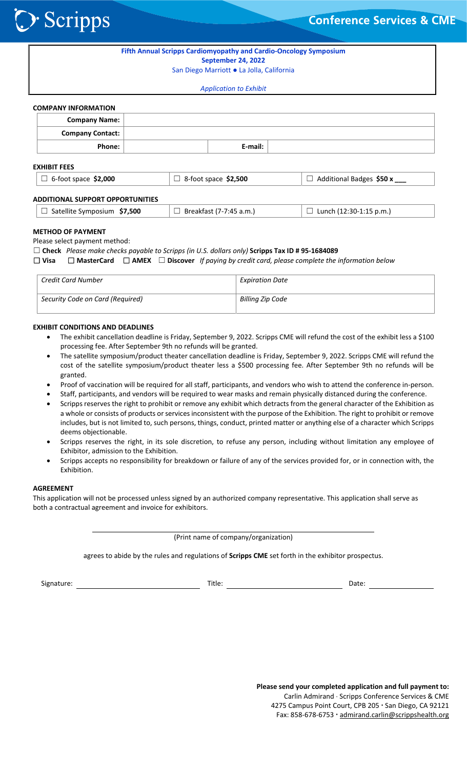Scripps

Conference Services & CME

**Fifth Annual Scripps Cardiomyopathy and Cardio-Oncology Symposium**
**September 24, 2022**
San Diego Marriott ● La Jolla, California

*Application to Exhibit*

**COMPANY INFORMATION**

| | | | |
|---|---|---|---|
| **Company Name:** | | | |
| **Company Contact:** | | | |
| **Phone:** | | **E-mail:** | |

**EXHIBIT FEES**

| | | |
|---|---|---|
| ☐ 6-foot space **$2,000** | ☐ 8-foot space **$2,500** | ☐ Additional Badges **$50 x** ___ |

**ADDITIONAL SUPPORT OPPORTUNITIES**

| | | |
|---|---|---|
| ☐ Satellite Symposium **$7,500** | ☐ Breakfast (7-7:45 a.m.) | ☐ Lunch (12:30-1:15 p.m.) |

**METHOD OF PAYMENT**

Please select payment method:

☐ **Check** *Please make checks payable to Scripps (in U.S. dollars only)* **Scripps Tax ID # 95-1684089**

☐ **Visa** ☐ **MasterCard** ☐ **AMEX** ☐ **Discover** *If paying by credit card, please complete the information below*

| | |
|---|---|
| *Credit Card Number* | *Expiration Date* |
| *Security Code on Card (Required)* | *Billing Zip Code* |

**EXHIBIT CONDITIONS AND DEADLINES**

- The exhibit cancellation deadline is Friday, September 9, 2022. Scripps CME will refund the cost of the exhibit less a $100 processing fee. After September 9th no refunds will be granted.
- The satellite symposium/product theater cancellation deadline is Friday, September 9, 2022. Scripps CME will refund the cost of the satellite symposium/product theater less a $500 processing fee. After September 9th no refunds will be granted.
- Proof of vaccination will be required for all staff, participants, and vendors who wish to attend the conference in-person.
- Staff, participants, and vendors will be required to wear masks and remain physically distanced during the conference.
- Scripps reserves the right to prohibit or remove any exhibit which detracts from the general character of the Exhibition as a whole or consists of products or services inconsistent with the purpose of the Exhibition. The right to prohibit or remove includes, but is not limited to, such persons, things, conduct, printed matter or anything else of a character which Scripps deems objectionable.
- Scripps reserves the right, in its sole discretion, to refuse any person, including without limitation any employee of Exhibitor, admission to the Exhibition.
- Scripps accepts no responsibility for breakdown or failure of any of the services provided for, or in connection with, the Exhibition.

**AGREEMENT**

This application will not be processed unless signed by an authorized company representative. This application shall serve as both a contractual agreement and invoice for exhibitors.

______________________________________________
(Print name of company/organization)

agrees to abide by the rules and regulations of **Scripps CME** set forth in the exhibitor prospectus.

Signature: ____________________ Title: ____________________ Date: ____________

**Please send your completed application and full payment to:**
Carlin Admirand · Scripps Conference Services & CME
4275 Campus Point Court, CPB 205 · San Diego, CA 92121
Fax: 858-678-6753 · admirand.carlin@scrippshealth.org